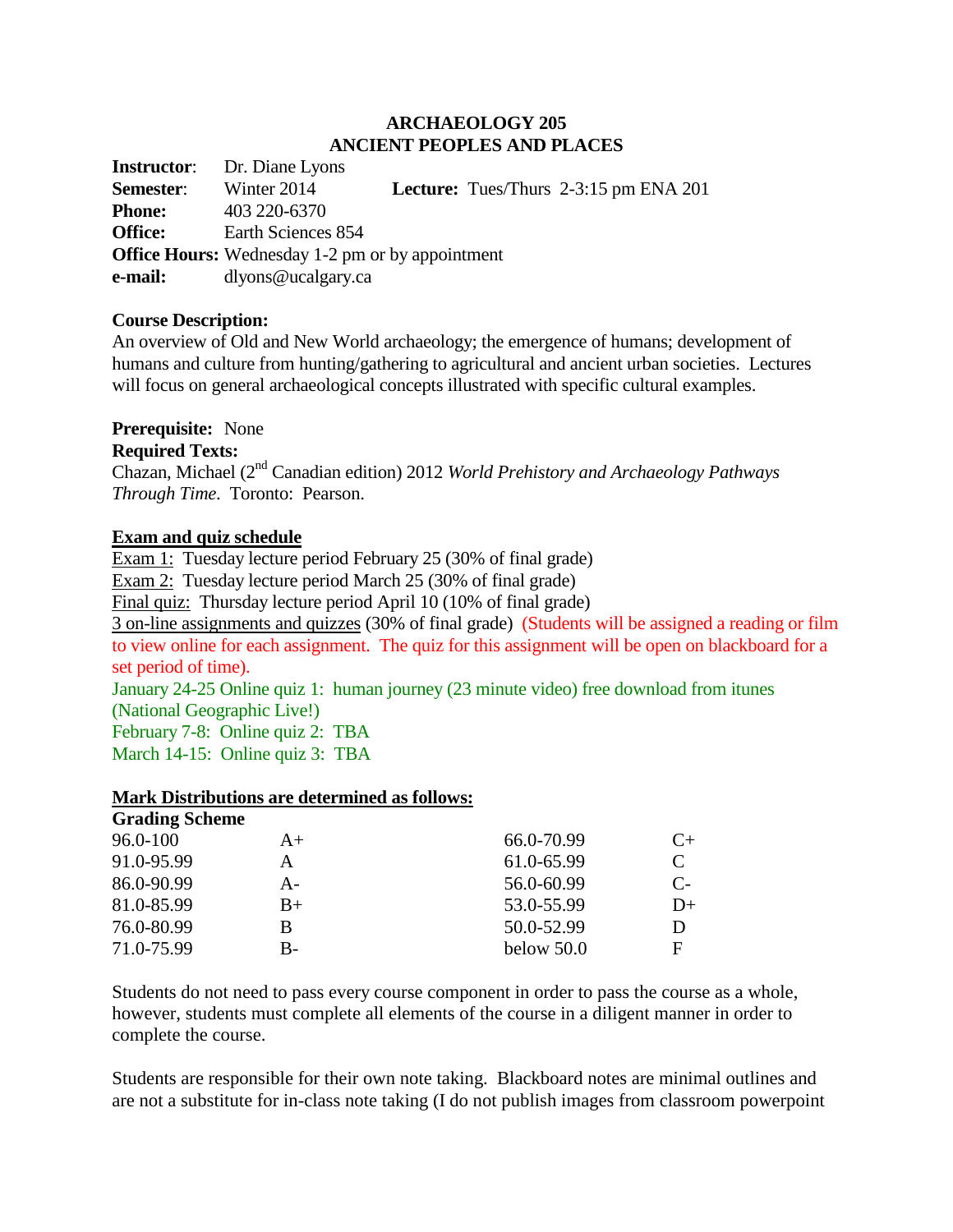# ARCHAEOLOGY 205
## ANCIENT PEOPLES AND PLACES

**Instructor**: Dr. Diane Lyons
**Semester**: Winter 2014 **Lecture:** Tues/Thurs 2-3:15 pm ENA 201
**Phone:** 403 220-6370
**Office:** Earth Sciences 854
**Office Hours:** Wednesday 1-2 pm or by appointment
**e-mail:** dlyons@ucalgary.ca

**Course Description:**
An overview of Old and New World archaeology; the emergence of humans; development of humans and culture from hunting/gathering to agricultural and ancient urban societies. Lectures will focus on general archaeological concepts illustrated with specific cultural examples.

**Prerequisite:** None
**Required Texts:**
Chazan, Michael (2nd Canadian edition) 2012 *World Prehistory and Archaeology Pathways Through Time*. Toronto: Pearson.

**Exam and quiz schedule**

Exam 1: Tuesday lecture period February 25 (30% of final grade)
Exam 2: Tuesday lecture period March 25 (30% of final grade)
Final quiz: Thursday lecture period April 10 (10% of final grade)
3 on-line assignments and quizzes (30% of final grade) (Students will be assigned a reading or film to view online for each assignment. The quiz for this assignment will be open on blackboard for a set period of time).
January 24-25 Online quiz 1: human journey (23 minute video) free download from itunes (National Geographic Live!)
February 7-8: Online quiz 2: TBA
March 14-15: Online quiz 3: TBA

**Mark Distributions are determined as follows:**

**Grading Scheme**

| | | | |
|---|---|---|---|
| 96.0-100 | A+ | 66.0-70.99 | C+ |
| 91.0-95.99 | A | 61.0-65.99 | C |
| 86.0-90.99 | A- | 56.0-60.99 | C- |
| 81.0-85.99 | B+ | 53.0-55.99 | D+ |
| 76.0-80.99 | B | 50.0-52.99 | D |
| 71.0-75.99 | B- | below 50.0 | F |

Students do not need to pass every course component in order to pass the course as a whole, however, students must complete all elements of the course in a diligent manner in order to complete the course.

Students are responsible for their own note taking. Blackboard notes are minimal outlines and are not a substitute for in-class note taking (I do not publish images from classroom powerpoint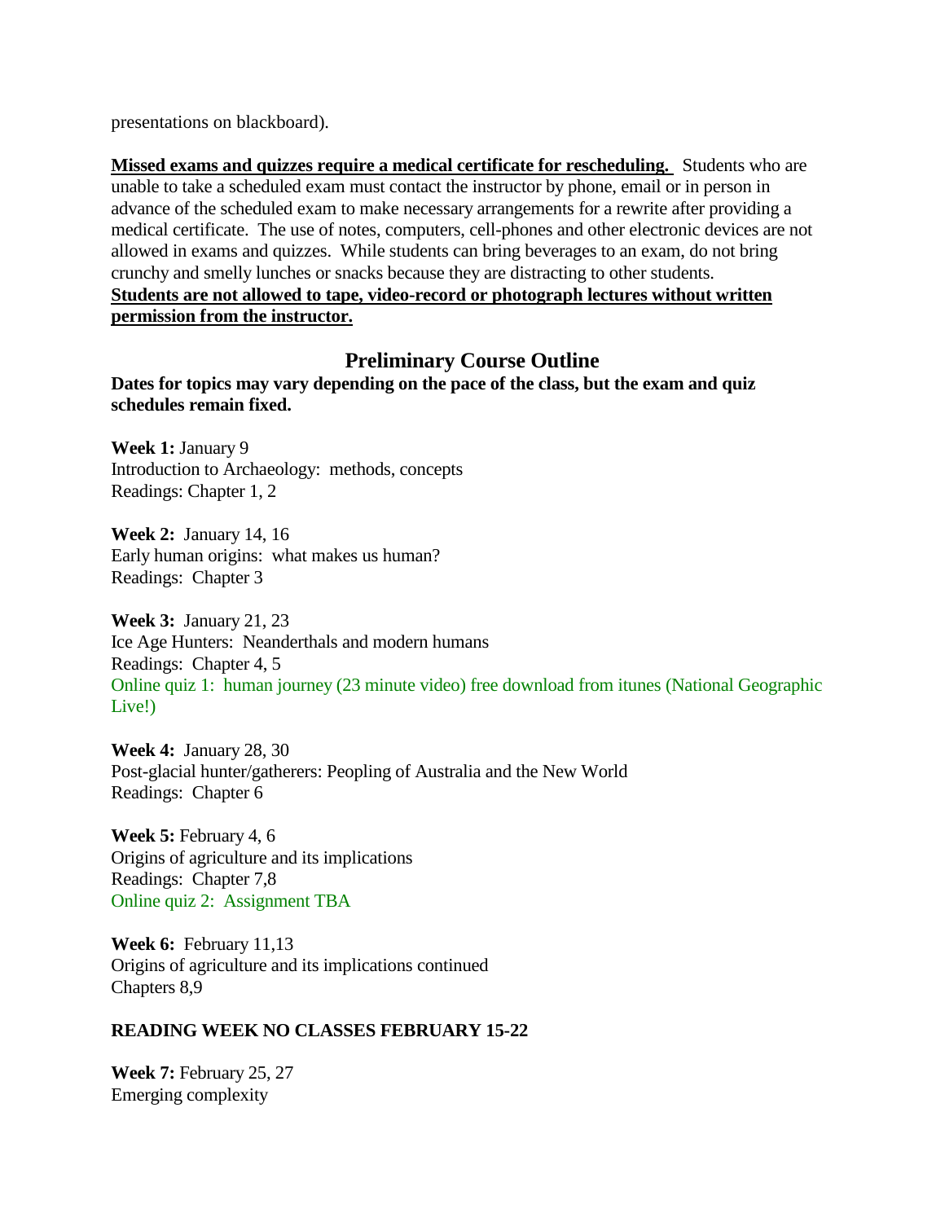presentations on blackboard).

**Missed exams and quizzes require a medical certificate for rescheduling.** Students who are unable to take a scheduled exam must contact the instructor by phone, email or in person in advance of the scheduled exam to make necessary arrangements for a rewrite after providing a medical certificate. The use of notes, computers, cell-phones and other electronic devices are not allowed in exams and quizzes. While students can bring beverages to an exam, do not bring crunchy and smelly lunches or snacks because they are distracting to other students.
**Students are not allowed to tape, video-record or photograph lectures without written permission from the instructor.**

## Preliminary Course Outline

**Dates for topics may vary depending on the pace of the class, but the exam and quiz schedules remain fixed.**

**Week 1:** January 9
Introduction to Archaeology: methods, concepts
Readings: Chapter 1, 2

**Week 2:** January 14, 16
Early human origins: what makes us human?
Readings: Chapter 3

**Week 3:** January 21, 23
Ice Age Hunters: Neanderthals and modern humans
Readings: Chapter 4, 5
Online quiz 1: human journey (23 minute video) free download from itunes (National Geographic Live!)

**Week 4:** January 28, 30
Post-glacial hunter/gatherers: Peopling of Australia and the New World
Readings: Chapter 6

**Week 5:** February 4, 6
Origins of agriculture and its implications
Readings: Chapter 7,8
Online quiz 2: Assignment TBA

**Week 6:** February 11,13
Origins of agriculture and its implications continued
Chapters 8,9

**READING WEEK NO CLASSES FEBRUARY 15-22**

**Week 7:** February 25, 27
Emerging complexity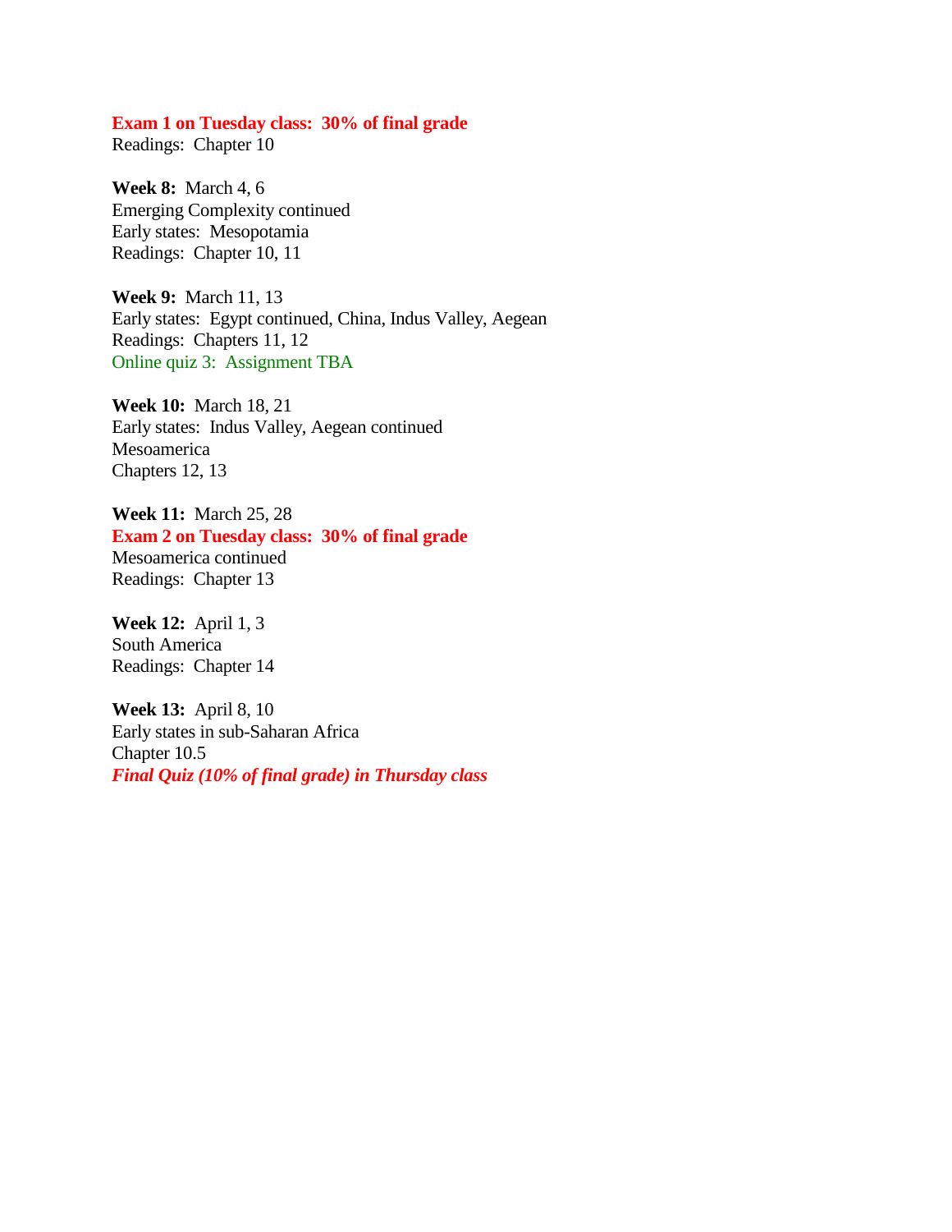**Exam 1 on Tuesday class: 30% of final grade**
Readings: Chapter 10

**Week 8:** March 4, 6
Emerging Complexity continued
Early states: Mesopotamia
Readings: Chapter 10, 11

**Week 9:** March 11, 13
Early states: Egypt continued, China, Indus Valley, Aegean
Readings: Chapters 11, 12
Online quiz 3: Assignment TBA

**Week 10:** March 18, 21
Early states: Indus Valley, Aegean continued
Mesoamerica
Chapters 12, 13

**Week 11:** March 25, 28
**Exam 2 on Tuesday class: 30% of final grade**
Mesoamerica continued
Readings: Chapter 13

**Week 12:** April 1, 3
South America
Readings: Chapter 14

**Week 13:** April 8, 10
Early states in sub-Saharan Africa
Chapter 10.5
***Final Quiz (10% of final grade) in Thursday class***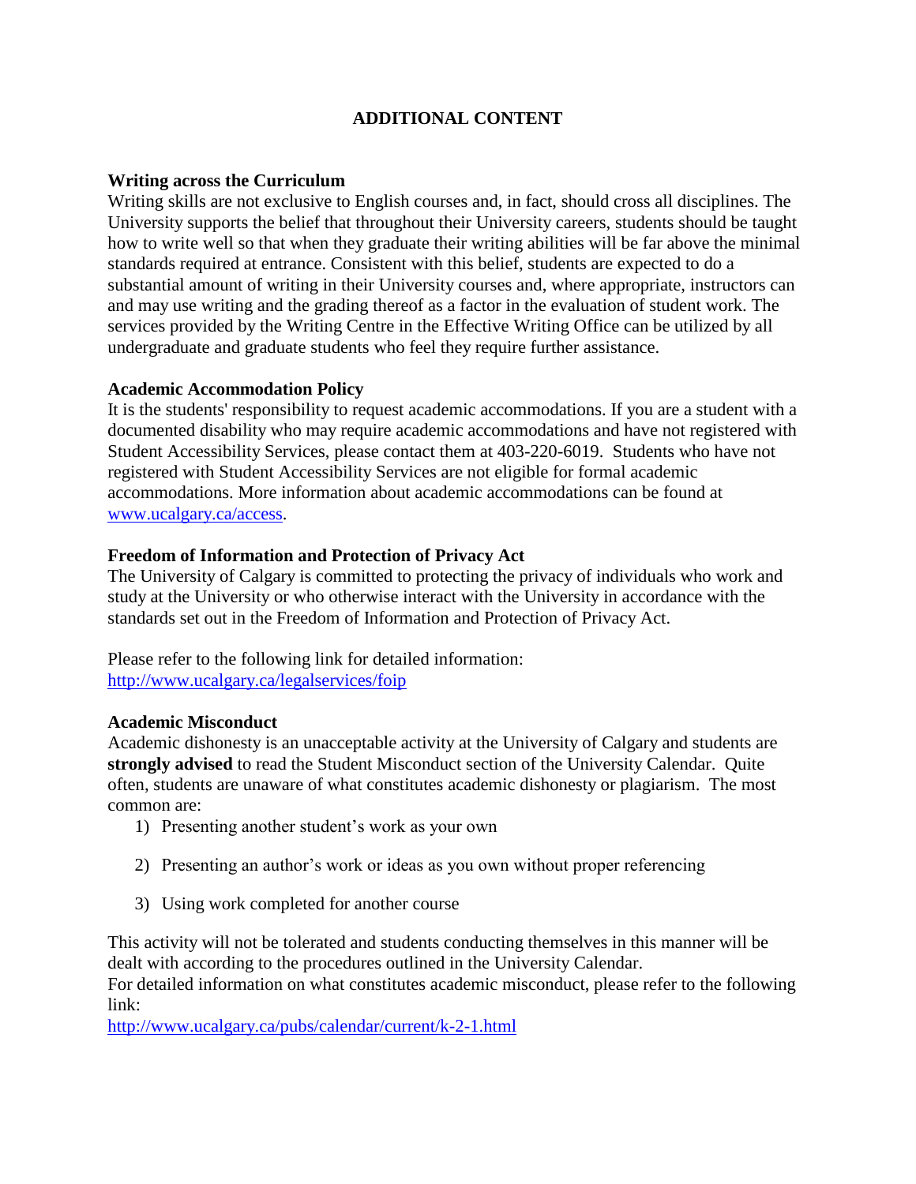## ADDITIONAL CONTENT

### Writing across the Curriculum

Writing skills are not exclusive to English courses and, in fact, should cross all disciplines. The University supports the belief that throughout their University careers, students should be taught how to write well so that when they graduate their writing abilities will be far above the minimal standards required at entrance. Consistent with this belief, students are expected to do a substantial amount of writing in their University courses and, where appropriate, instructors can and may use writing and the grading thereof as a factor in the evaluation of student work. The services provided by the Writing Centre in the Effective Writing Office can be utilized by all undergraduate and graduate students who feel they require further assistance.

### Academic Accommodation Policy

It is the students' responsibility to request academic accommodations. If you are a student with a documented disability who may require academic accommodations and have not registered with Student Accessibility Services, please contact them at 403-220-6019. Students who have not registered with Student Accessibility Services are not eligible for formal academic accommodations. More information about academic accommodations can be found at www.ucalgary.ca/access.

### Freedom of Information and Protection of Privacy Act

The University of Calgary is committed to protecting the privacy of individuals who work and study at the University or who otherwise interact with the University in accordance with the standards set out in the Freedom of Information and Protection of Privacy Act.

Please refer to the following link for detailed information:
http://www.ucalgary.ca/legalservices/foip

### Academic Misconduct

Academic dishonesty is an unacceptable activity at the University of Calgary and students are **strongly advised** to read the Student Misconduct section of the University Calendar. Quite often, students are unaware of what constitutes academic dishonesty or plagiarism. The most common are:

1) Presenting another student's work as your own
2) Presenting an author's work or ideas as you own without proper referencing
3) Using work completed for another course

This activity will not be tolerated and students conducting themselves in this manner will be dealt with according to the procedures outlined in the University Calendar.
For detailed information on what constitutes academic misconduct, please refer to the following link:
http://www.ucalgary.ca/pubs/calendar/current/k-2-1.html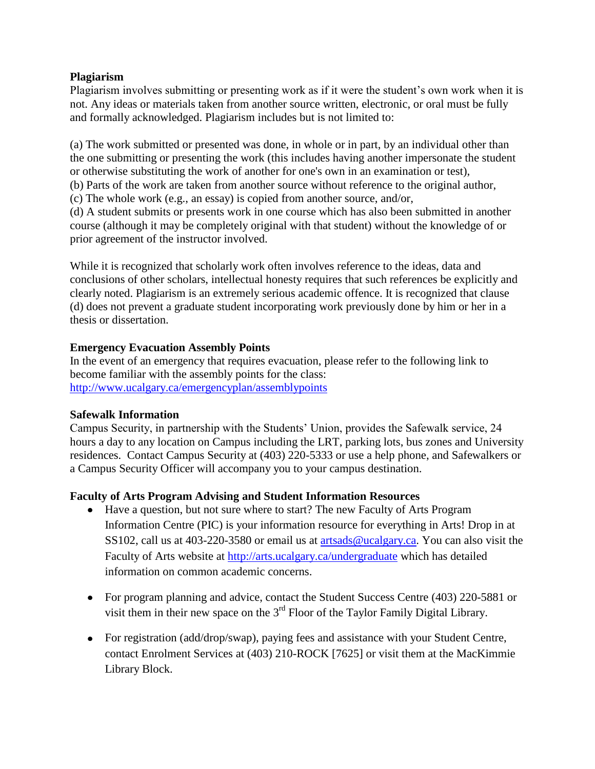**Plagiarism**

Plagiarism involves submitting or presenting work as if it were the student's own work when it is not. Any ideas or materials taken from another source written, electronic, or oral must be fully and formally acknowledged. Plagiarism includes but is not limited to:

(a) The work submitted or presented was done, in whole or in part, by an individual other than the one submitting or presenting the work (this includes having another impersonate the student or otherwise substituting the work of another for one's own in an examination or test),
(b) Parts of the work are taken from another source without reference to the original author,
(c) The whole work (e.g., an essay) is copied from another source, and/or,
(d) A student submits or presents work in one course which has also been submitted in another course (although it may be completely original with that student) without the knowledge of or prior agreement of the instructor involved.

While it is recognized that scholarly work often involves reference to the ideas, data and conclusions of other scholars, intellectual honesty requires that such references be explicitly and clearly noted. Plagiarism is an extremely serious academic offence. It is recognized that clause (d) does not prevent a graduate student incorporating work previously done by him or her in a thesis or dissertation.

**Emergency Evacuation Assembly Points**

In the event of an emergency that requires evacuation, please refer to the following link to become familiar with the assembly points for the class:
http://www.ucalgary.ca/emergencyplan/assemblypoints

**Safewalk Information**

Campus Security, in partnership with the Students' Union, provides the Safewalk service, 24 hours a day to any location on Campus including the LRT, parking lots, bus zones and University residences. Contact Campus Security at (403) 220-5333 or use a help phone, and Safewalkers or a Campus Security Officer will accompany you to your campus destination.

**Faculty of Arts Program Advising and Student Information Resources**

- Have a question, but not sure where to start? The new Faculty of Arts Program Information Centre (PIC) is your information resource for everything in Arts! Drop in at SS102, call us at 403-220-3580 or email us at artsads@ucalgary.ca. You can also visit the Faculty of Arts website at http://arts.ucalgary.ca/undergraduate which has detailed information on common academic concerns.

- For program planning and advice, contact the Student Success Centre (403) 220-5881 or visit them in their new space on the 3rd Floor of the Taylor Family Digital Library.

- For registration (add/drop/swap), paying fees and assistance with your Student Centre, contact Enrolment Services at (403) 210-ROCK [7625] or visit them at the MacKimmie Library Block.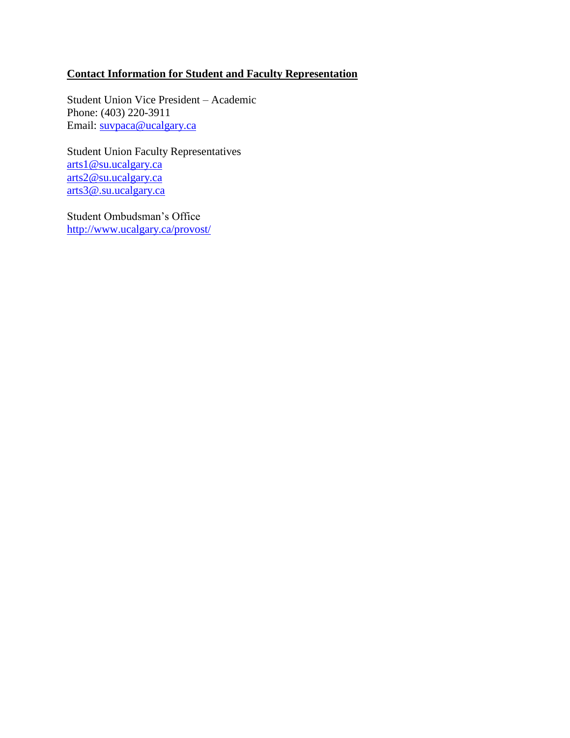**Contact Information for Student and Faculty Representation**

Student Union Vice President – Academic
Phone: (403) 220-3911
Email: suvpaca@ucalgary.ca

Student Union Faculty Representatives
arts1@su.ucalgary.ca
arts2@su.ucalgary.ca
arts3@.su.ucalgary.ca

Student Ombudsman's Office
http://www.ucalgary.ca/provost/